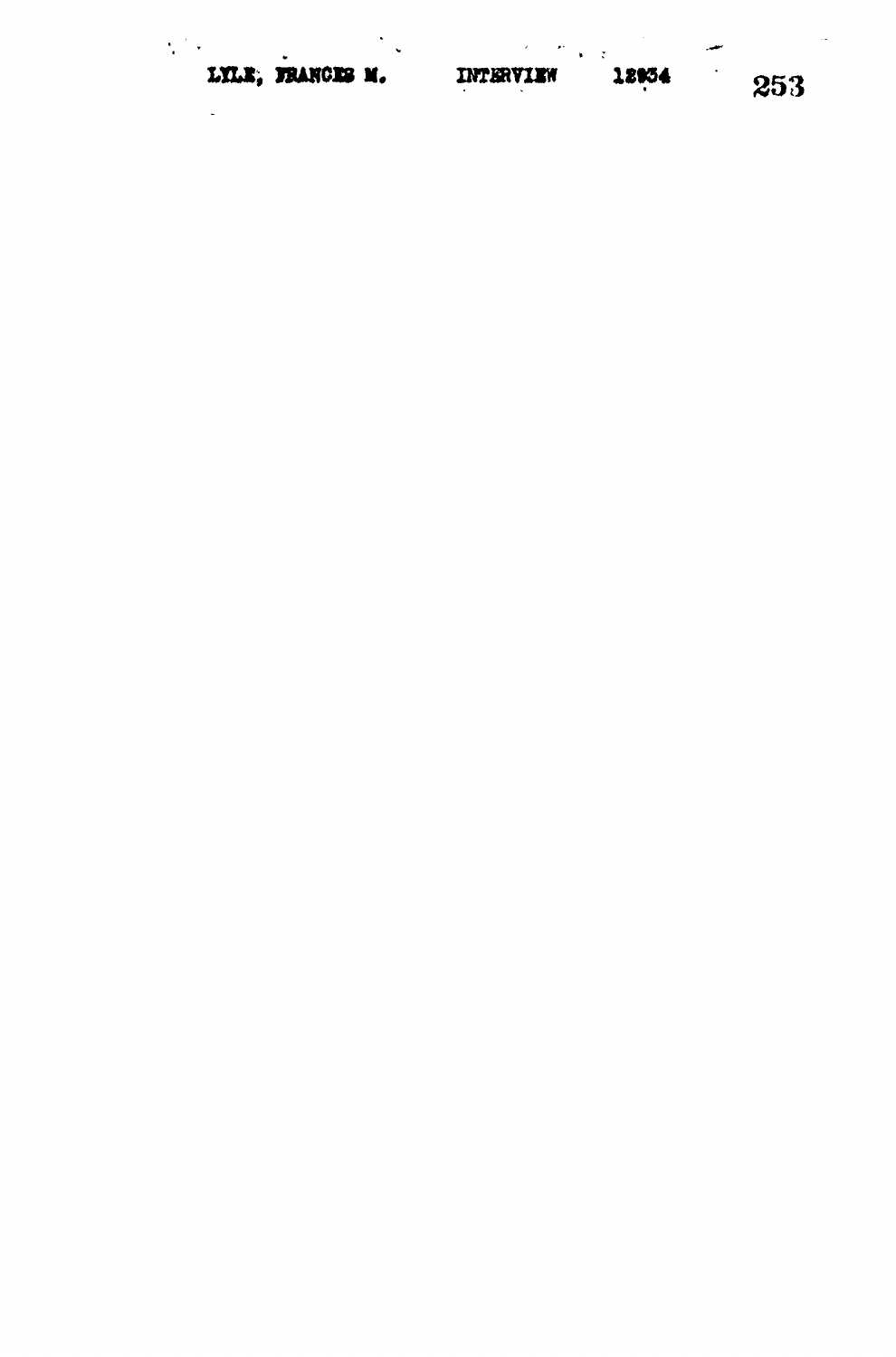LYLE, FRANCES M. INTERVIEW 12934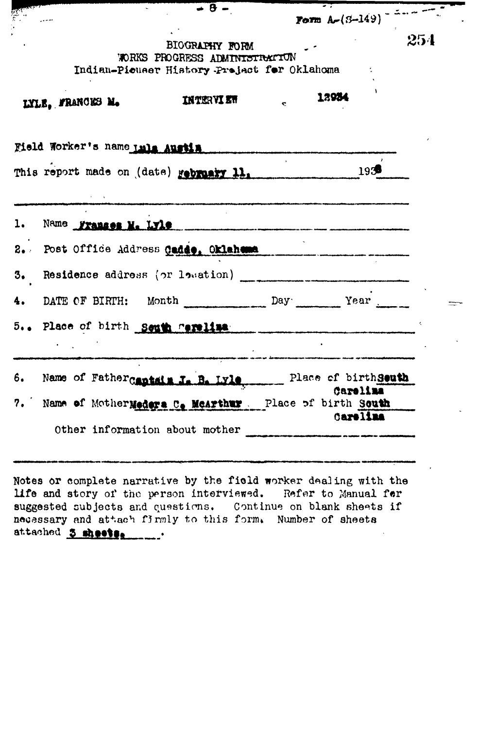Form A-(S-149)

254

BIOGRAPHY FORM
WORKS PROGRESS ADMINISTRATION
Indian-Pioneer History Project for Oklahoma

LYLE, FRANCES M. INTERVIEW 12934

Field Worker's name Lula Austin

This report made on (date) February 11, 1938

1. Name Frances M. Lyle
2. Post Office Address Caddo, Oklahoma
3. Residence address (or location)
4. DATE OF BIRTH: Month ______ Day ______ Year ______
5. Place of birth South Carolina

6. Name of Father Captain J. B. Lyle Place of birth South Carolina
7. Name of Mother Medora C. McArthur Place of birth South Carolina

Other information about mother

Notes or complete narrative by the field worker dealing with the life and story of the person interviewed. Refer to Manual for suggested subjects and questions. Continue on blank sheets if necessary and attach firmly to this form. Number of sheets attached 3 sheets.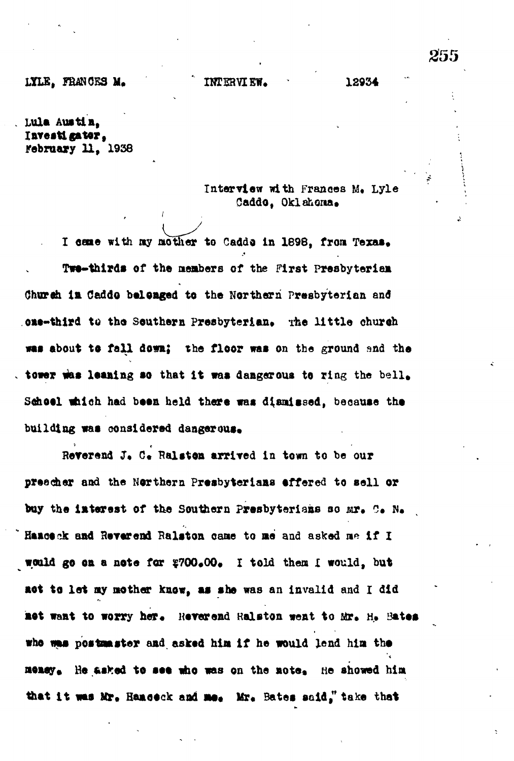LYLE, FRANCES M.  INTERVIEW.  12934

Lula Austin,
Investigator,
February 11, 1938

Interview with Frances M. Lyle
Caddo, Oklahoma.

I came with my mother to Caddo in 1898, from Texas.

Two-thirds of the members of the First Presbyterian Church in Caddo belonged to the Northern Presbyterian and one-third to the Southern Presbyterian. The little church was about to fall down; the floor was on the ground and the tower was leaning so that it was dangerous to ring the bell. School which had been held there was dismissed, because the building was considered dangerous.

Reverend J. C. Ralston arrived in town to be our preacher and the Northern Presbyterians offered to sell or buy the interest of the Southern Presbyterians so Mr. C. N. Hancock and Reverend Ralston came to me and asked me if I would go on a note for $700.00. I told them I would, but not to let my mother know, as she was an invalid and I did not want to worry her. Reverend Ralston went to Mr. H. Bates who was postmaster and asked him if he would lend him the money. He asked to see who was on the note. He showed him that it was Mr. Hancock and me. Mr. Bates said," take that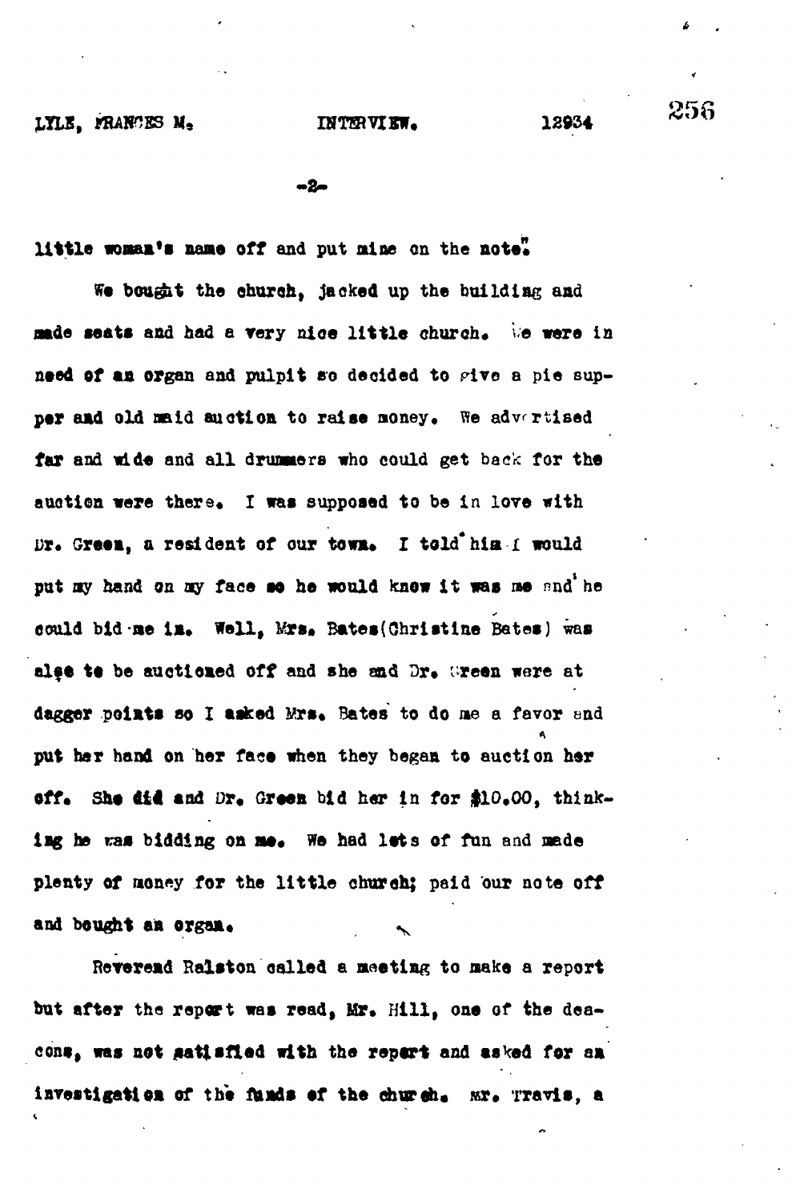little woman's name off and put mine on the note."

We bought the church, jacked up the building and made seats and had a very nice little church. We were in need of an organ and pulpit so decided to give a pie supper and old maid auction to raise money. We advertised far and wide and all drummers who could get back for the auction were there. I was supposed to be in love with Dr. Green, a resident of our town. I told him I would put my hand on my face so he would know it was me and he could bid me in. Well, Mrs. Bates (Christine Bates) was also to be auctioned off and she and Dr. Green were at dagger points so I asked Mrs. Bates to do me a favor and put her hand on her face when they began to auction her off. She did and Dr. Green bid her in for $10.00, thinking he was bidding on me. We had lots of fun and made plenty of money for the little church; paid our note off and bought an organ.

Reverend Ralston called a meeting to make a report but after the report was read, Mr. Hill, one of the deacons, was not satisfied with the report and asked for an investigation of the funds of the church. Mr. Travis, a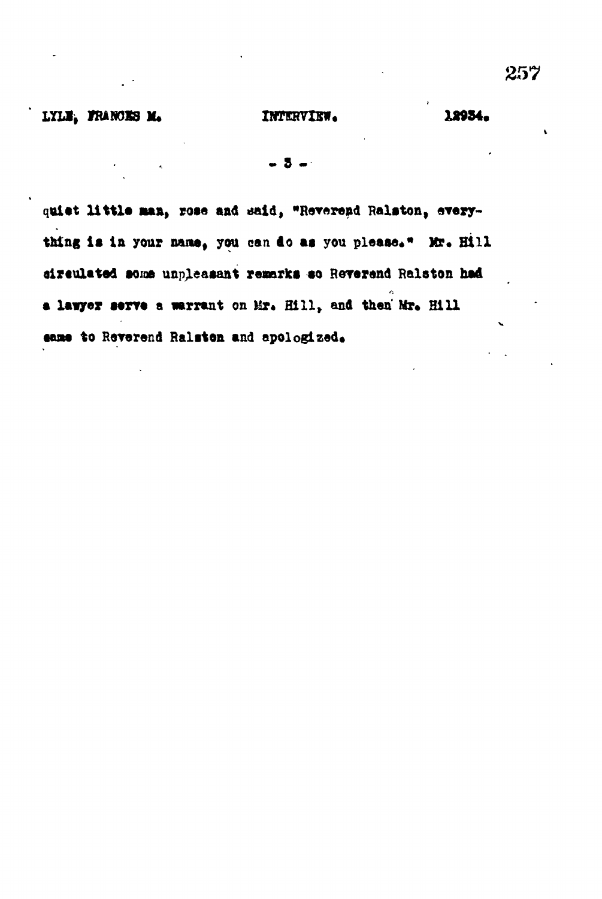quiet little man, rose and said, "Reverend Ralston, everything is in your name, you can do as you please." Mr. Hill circulated some unpleasant remarks so Reverend Ralston had a lawyer serve a warrant on Mr. Hill, and then Mr. Hill came to Reverend Ralston and apologized.